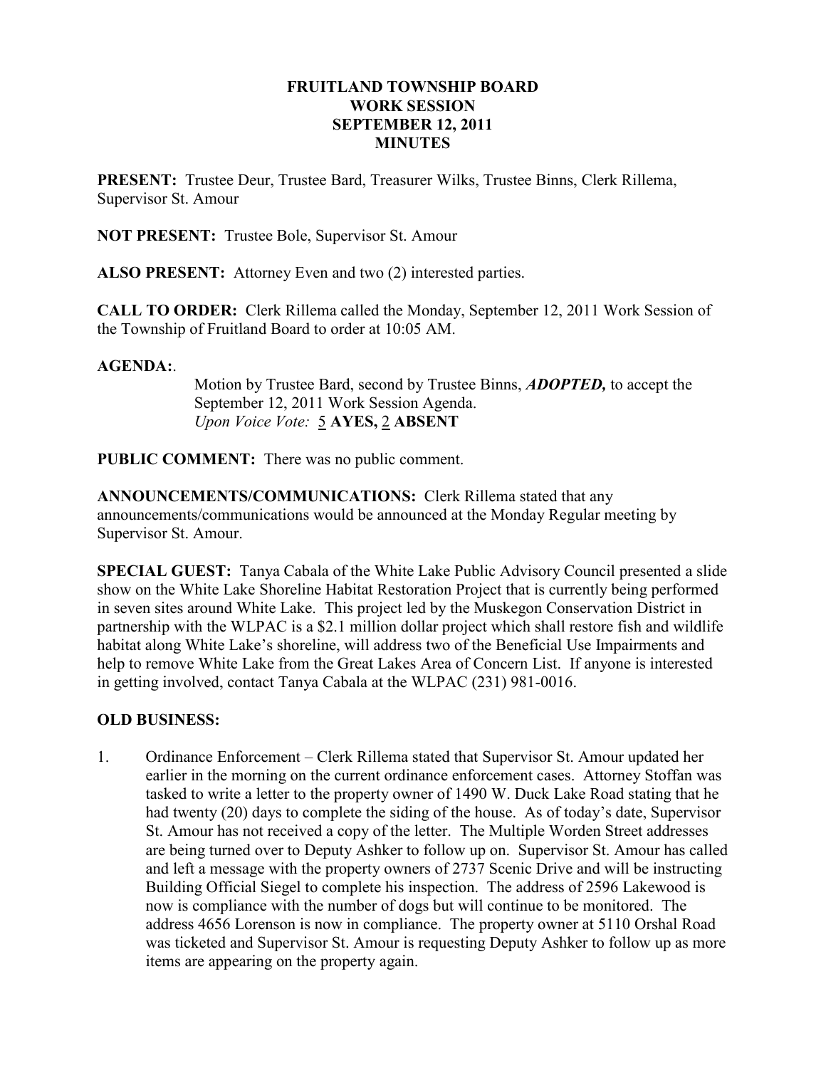# FRUITLAND TOWNSHIP BOARD
# WORK SESSION
# SEPTEMBER 12, 2011
# MINUTES

**PRESENT:** Trustee Deur, Trustee Bard, Treasurer Wilks, Trustee Binns, Clerk Rillema, Supervisor St. Amour

**NOT PRESENT:** Trustee Bole, Supervisor St. Amour

**ALSO PRESENT:** Attorney Even and two (2) interested parties.

**CALL TO ORDER:** Clerk Rillema called the Monday, September 12, 2011 Work Session of the Township of Fruitland Board to order at 10:05 AM.

**AGENDA:**.

> Motion by Trustee Bard, second by Trustee Binns, ***ADOPTED,*** to accept the September 12, 2011 Work Session Agenda.
> *Upon Voice Vote:* 5 **AYES,** 2 **ABSENT**

**PUBLIC COMMENT:** There was no public comment.

**ANNOUNCEMENTS/COMMUNICATIONS:** Clerk Rillema stated that any announcements/communications would be announced at the Monday Regular meeting by Supervisor St. Amour.

**SPECIAL GUEST:** Tanya Cabala of the White Lake Public Advisory Council presented a slide show on the White Lake Shoreline Habitat Restoration Project that is currently being performed in seven sites around White Lake. This project led by the Muskegon Conservation District in partnership with the WLPAC is a $2.1 million dollar project which shall restore fish and wildlife habitat along White Lake's shoreline, will address two of the Beneficial Use Impairments and help to remove White Lake from the Great Lakes Area of Concern List. If anyone is interested in getting involved, contact Tanya Cabala at the WLPAC (231) 981-0016.

## OLD BUSINESS:

1. Ordinance Enforcement – Clerk Rillema stated that Supervisor St. Amour updated her earlier in the morning on the current ordinance enforcement cases. Attorney Stoffan was tasked to write a letter to the property owner of 1490 W. Duck Lake Road stating that he had twenty (20) days to complete the siding of the house. As of today's date, Supervisor St. Amour has not received a copy of the letter. The Multiple Worden Street addresses are being turned over to Deputy Ashker to follow up on. Supervisor St. Amour has called and left a message with the property owners of 2737 Scenic Drive and will be instructing Building Official Siegel to complete his inspection. The address of 2596 Lakewood is now is compliance with the number of dogs but will continue to be monitored. The address 4656 Lorenson is now in compliance. The property owner at 5110 Orshal Road was ticketed and Supervisor St. Amour is requesting Deputy Ashker to follow up as more items are appearing on the property again.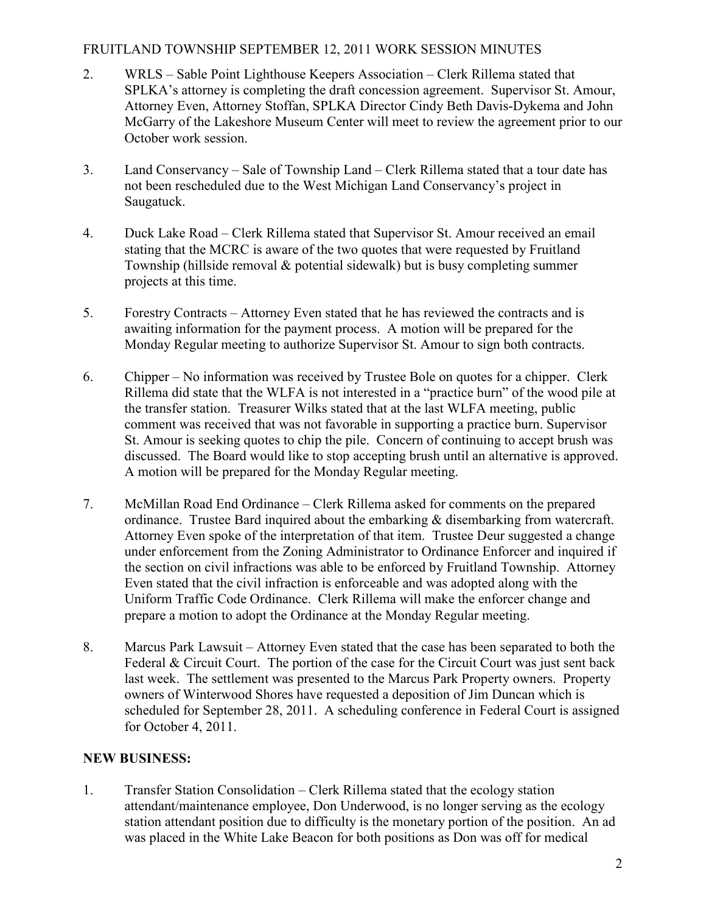2. WRLS – Sable Point Lighthouse Keepers Association – Clerk Rillema stated that SPLKA's attorney is completing the draft concession agreement. Supervisor St. Amour, Attorney Even, Attorney Stoffan, SPLKA Director Cindy Beth Davis-Dykema and John McGarry of the Lakeshore Museum Center will meet to review the agreement prior to our October work session.

3. Land Conservancy – Sale of Township Land – Clerk Rillema stated that a tour date has not been rescheduled due to the West Michigan Land Conservancy's project in Saugatuck.

4. Duck Lake Road – Clerk Rillema stated that Supervisor St. Amour received an email stating that the MCRC is aware of the two quotes that were requested by Fruitland Township (hillside removal & potential sidewalk) but is busy completing summer projects at this time.

5. Forestry Contracts – Attorney Even stated that he has reviewed the contracts and is awaiting information for the payment process. A motion will be prepared for the Monday Regular meeting to authorize Supervisor St. Amour to sign both contracts.

6. Chipper – No information was received by Trustee Bole on quotes for a chipper. Clerk Rillema did state that the WLFA is not interested in a "practice burn" of the wood pile at the transfer station. Treasurer Wilks stated that at the last WLFA meeting, public comment was received that was not favorable in supporting a practice burn. Supervisor St. Amour is seeking quotes to chip the pile. Concern of continuing to accept brush was discussed. The Board would like to stop accepting brush until an alternative is approved. A motion will be prepared for the Monday Regular meeting.

7. McMillan Road End Ordinance – Clerk Rillema asked for comments on the prepared ordinance. Trustee Bard inquired about the embarking & disembarking from watercraft. Attorney Even spoke of the interpretation of that item. Trustee Deur suggested a change under enforcement from the Zoning Administrator to Ordinance Enforcer and inquired if the section on civil infractions was able to be enforced by Fruitland Township. Attorney Even stated that the civil infraction is enforceable and was adopted along with the Uniform Traffic Code Ordinance. Clerk Rillema will make the enforcer change and prepare a motion to adopt the Ordinance at the Monday Regular meeting.

8. Marcus Park Lawsuit – Attorney Even stated that the case has been separated to both the Federal & Circuit Court. The portion of the case for the Circuit Court was just sent back last week. The settlement was presented to the Marcus Park Property owners. Property owners of Winterwood Shores have requested a deposition of Jim Duncan which is scheduled for September 28, 2011. A scheduling conference in Federal Court is assigned for October 4, 2011.

**NEW BUSINESS:**

1. Transfer Station Consolidation – Clerk Rillema stated that the ecology station attendant/maintenance employee, Don Underwood, is no longer serving as the ecology station attendant position due to difficulty is the monetary portion of the position. An ad was placed in the White Lake Beacon for both positions as Don was off for medical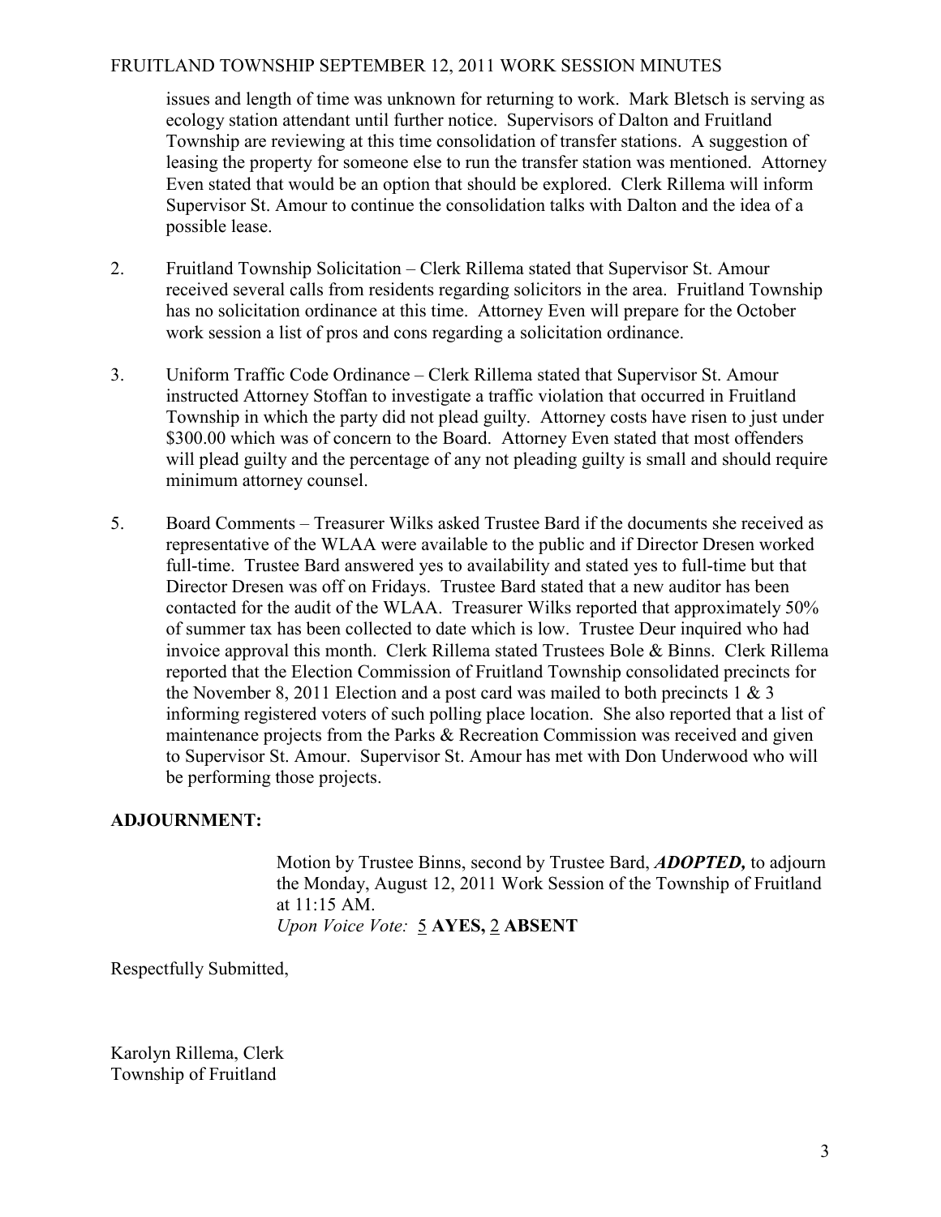issues and length of time was unknown for returning to work. Mark Bletsch is serving as ecology station attendant until further notice. Supervisors of Dalton and Fruitland Township are reviewing at this time consolidation of transfer stations. A suggestion of leasing the property for someone else to run the transfer station was mentioned. Attorney Even stated that would be an option that should be explored. Clerk Rillema will inform Supervisor St. Amour to continue the consolidation talks with Dalton and the idea of a possible lease.

2. Fruitland Township Solicitation – Clerk Rillema stated that Supervisor St. Amour received several calls from residents regarding solicitors in the area. Fruitland Township has no solicitation ordinance at this time. Attorney Even will prepare for the October work session a list of pros and cons regarding a solicitation ordinance.

3. Uniform Traffic Code Ordinance – Clerk Rillema stated that Supervisor St. Amour instructed Attorney Stoffan to investigate a traffic violation that occurred in Fruitland Township in which the party did not plead guilty. Attorney costs have risen to just under \$300.00 which was of concern to the Board. Attorney Even stated that most offenders will plead guilty and the percentage of any not pleading guilty is small and should require minimum attorney counsel.

5. Board Comments – Treasurer Wilks asked Trustee Bard if the documents she received as representative of the WLAA were available to the public and if Director Dresen worked full-time. Trustee Bard answered yes to availability and stated yes to full-time but that Director Dresen was off on Fridays. Trustee Bard stated that a new auditor has been contacted for the audit of the WLAA. Treasurer Wilks reported that approximately 50% of summer tax has been collected to date which is low. Trustee Deur inquired who had invoice approval this month. Clerk Rillema stated Trustees Bole & Binns. Clerk Rillema reported that the Election Commission of Fruitland Township consolidated precincts for the November 8, 2011 Election and a post card was mailed to both precincts 1 & 3 informing registered voters of such polling place location. She also reported that a list of maintenance projects from the Parks & Recreation Commission was received and given to Supervisor St. Amour. Supervisor St. Amour has met with Don Underwood who will be performing those projects.

**ADJOURNMENT:**

Motion by Trustee Binns, second by Trustee Bard, ***ADOPTED,*** to adjourn the Monday, August 12, 2011 Work Session of the Township of Fruitland at 11:15 AM.
*Upon Voice Vote:* 5 **AYES,** 2 **ABSENT**

Respectfully Submitted,

Karolyn Rillema, Clerk
Township of Fruitland